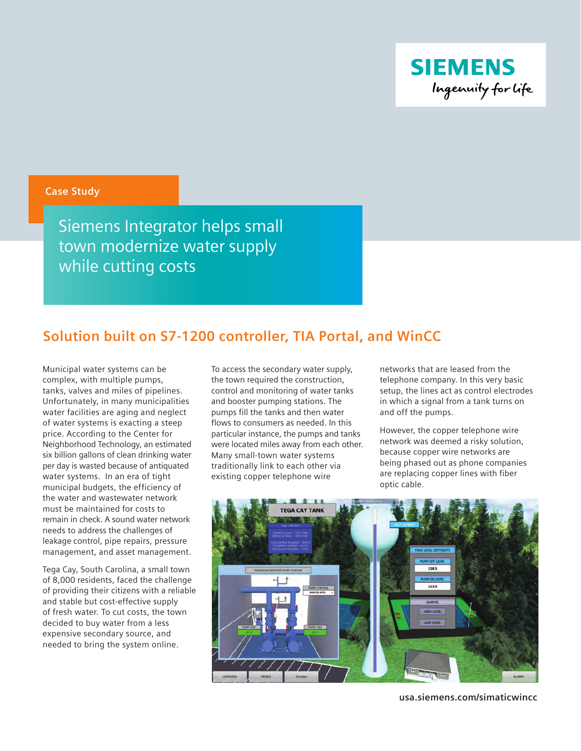SIEMENS

*Ingenuity for life*

Case Study

# Siemens Integrator helps small town modernize water supply while cutting costs

## Solution built on S7-1200 controller, TIA Portal, and WinCC

Municipal water systems can be complex, with multiple pumps, tanks, valves and miles of pipelines. Unfortunately, in many municipalities water facilities are aging and neglect of water systems is exacting a steep price. According to the Center for Neighborhood Technology, an estimated six billion gallons of clean drinking water per day is wasted because of antiquated water systems. In an era of tight municipal budgets, the efficiency of the water and wastewater network must be maintained for costs to remain in check. A sound water network needs to address the challenges of leakage control, pipe repairs, pressure management, and asset management.

Tega Cay, South Carolina, a small town of 8,000 residents, faced the challenge of providing their citizens with a reliable and stable but cost-effective supply of fresh water. To cut costs, the town decided to buy water from a less expensive secondary source, and needed to bring the system online.

To access the secondary water supply, the town required the construction, control and monitoring of water tanks and booster pumping stations. The pumps fill the tanks and then water flows to consumers as needed. In this particular instance, the pumps and tanks were located miles away from each other. Many small-town water systems traditionally link to each other via existing copper telephone wire networks that are leased from the telephone company. In this very basic setup, the lines act as control electrodes in which a signal from a tank turns on and off the pumps.

However, the copper telephone wire network was deemed a risky solution, because copper wire networks are being phased out as phone companies are replacing copper lines with fiber optic cable.

usa.siemens.com/simaticwincc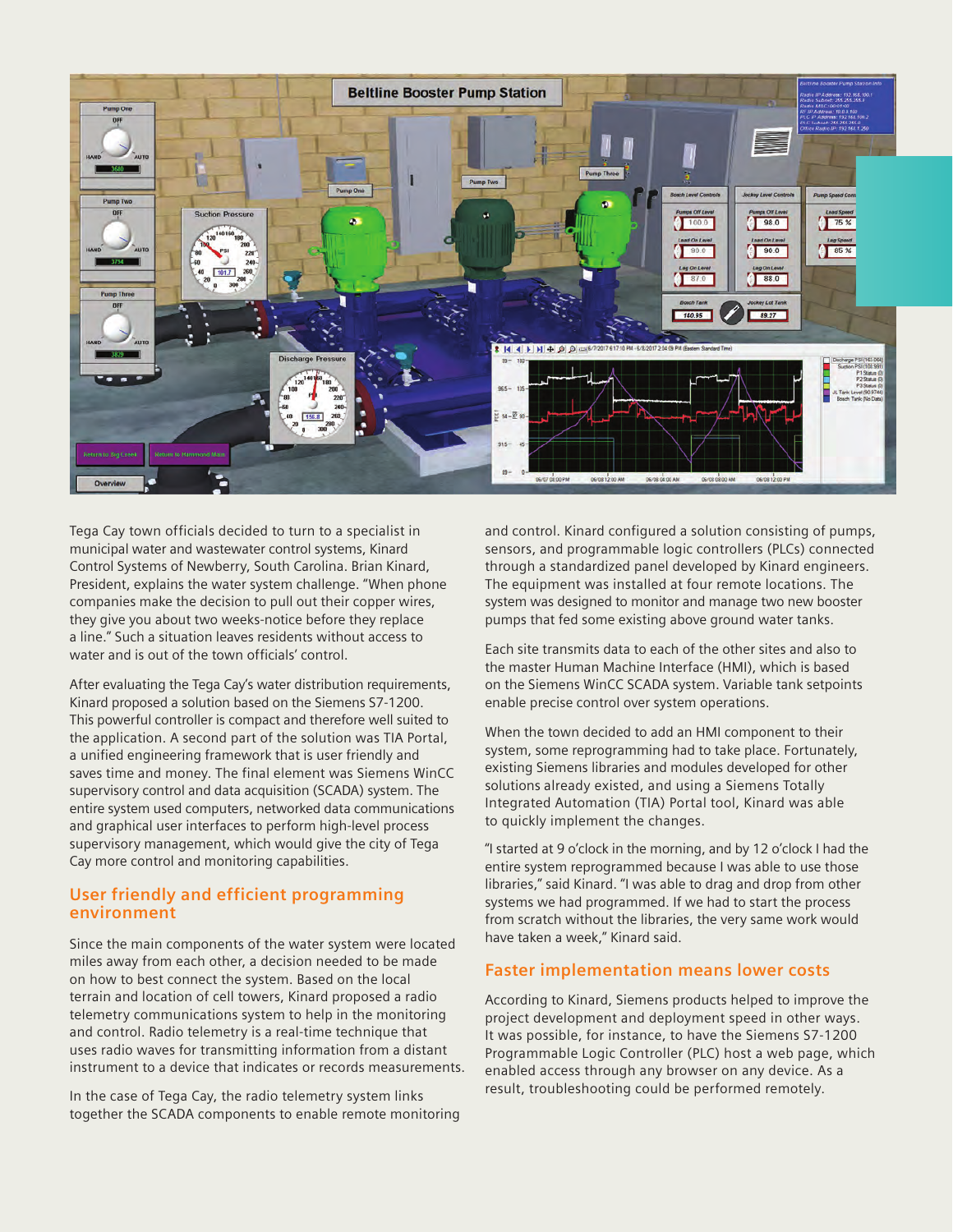Tega Cay town officials decided to turn to a specialist in municipal water and wastewater control systems, Kinard Control Systems of Newberry, South Carolina. Brian Kinard, President, explains the water system challenge. "When phone companies make the decision to pull out their copper wires, they give you about two weeks-notice before they replace a line." Such a situation leaves residents without access to water and is out of the town officials' control.

After evaluating the Tega Cay's water distribution requirements, Kinard proposed a solution based on the Siemens S7-1200. This powerful controller is compact and therefore well suited to the application. A second part of the solution was TIA Portal, a unified engineering framework that is user friendly and saves time and money. The final element was Siemens WinCC supervisory control and data acquisition (SCADA) system. The entire system used computers, networked data communications and graphical user interfaces to perform high-level process supervisory management, which would give the city of Tega Cay more control and monitoring capabilities.

## User friendly and efficient programming environment

Since the main components of the water system were located miles away from each other, a decision needed to be made on how to best connect the system. Based on the local terrain and location of cell towers, Kinard proposed a radio telemetry communications system to help in the monitoring and control. Radio telemetry is a real-time technique that uses radio waves for transmitting information from a distant instrument to a device that indicates or records measurements.

In the case of Tega Cay, the radio telemetry system links together the SCADA components to enable remote monitoring and control. Kinard configured a solution consisting of pumps, sensors, and programmable logic controllers (PLCs) connected through a standardized panel developed by Kinard engineers. The equipment was installed at four remote locations. The system was designed to monitor and manage two new booster pumps that fed some existing above ground water tanks.

Each site transmits data to each of the other sites and also to the master Human Machine Interface (HMI), which is based on the Siemens WinCC SCADA system. Variable tank setpoints enable precise control over system operations.

When the town decided to add an HMI component to their system, some reprogramming had to take place. Fortunately, existing Siemens libraries and modules developed for other solutions already existed, and using a Siemens Totally Integrated Automation (TIA) Portal tool, Kinard was able to quickly implement the changes.

"I started at 9 o'clock in the morning, and by 12 o'clock I had the entire system reprogrammed because I was able to use those libraries," said Kinard. "I was able to drag and drop from other systems we had programmed. If we had to start the process from scratch without the libraries, the very same work would have taken a week," Kinard said.

## Faster implementation means lower costs

According to Kinard, Siemens products helped to improve the project development and deployment speed in other ways. It was possible, for instance, to have the Siemens S7-1200 Programmable Logic Controller (PLC) host a web page, which enabled access through any browser on any device. As a result, troubleshooting could be performed remotely.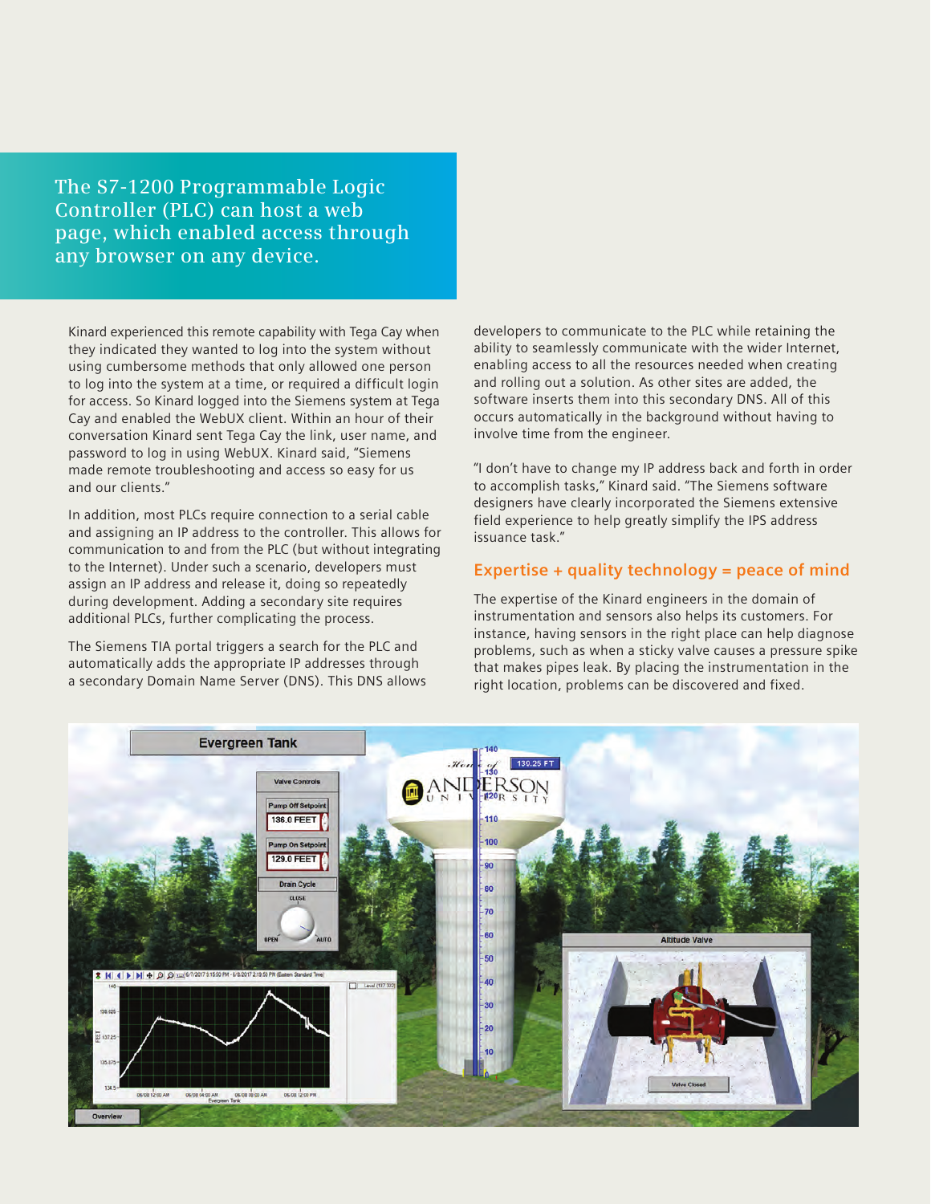The S7-1200 Programmable Logic Controller (PLC) can host a web page, which enabled access through any browser on any device.

Kinard experienced this remote capability with Tega Cay when they indicated they wanted to log into the system without using cumbersome methods that only allowed one person to log into the system at a time, or required a difficult login for access. So Kinard logged into the Siemens system at Tega Cay and enabled the WebUX client. Within an hour of their conversation Kinard sent Tega Cay the link, user name, and password to log in using WebUX. Kinard said, "Siemens made remote troubleshooting and access so easy for us and our clients."

In addition, most PLCs require connection to a serial cable and assigning an IP address to the controller. This allows for communication to and from the PLC (but without integrating to the Internet). Under such a scenario, developers must assign an IP address and release it, doing so repeatedly during development. Adding a secondary site requires additional PLCs, further complicating the process.

The Siemens TIA portal triggers a search for the PLC and automatically adds the appropriate IP addresses through a secondary Domain Name Server (DNS). This DNS allows developers to communicate to the PLC while retaining the ability to seamlessly communicate with the wider Internet, enabling access to all the resources needed when creating and rolling out a solution. As other sites are added, the software inserts them into this secondary DNS. All of this occurs automatically in the background without having to involve time from the engineer.

"I don't have to change my IP address back and forth in order to accomplish tasks," Kinard said. "The Siemens software designers have clearly incorporated the Siemens extensive field experience to help greatly simplify the IPS address issuance task."

## Expertise + quality technology = peace of mind

The expertise of the Kinard engineers in the domain of instrumentation and sensors also helps its customers. For instance, having sensors in the right place can help diagnose problems, such as when a sticky valve causes a pressure spike that makes pipes leak. By placing the instrumentation in the right location, problems can be discovered and fixed.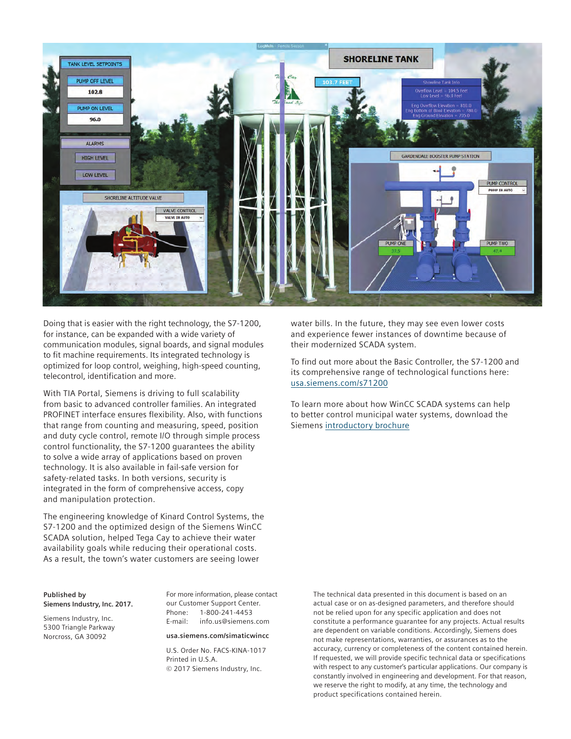Doing that is easier with the right technology, the S7-1200, for instance, can be expanded with a wide variety of communication modules, signal boards, and signal modules to fit machine requirements. Its integrated technology is optimized for loop control, weighing, high-speed counting, telecontrol, identification and more.

With TIA Portal, Siemens is driving to full scalability from basic to advanced controller families. An integrated PROFINET interface ensures flexibility. Also, with functions that range from counting and measuring, speed, position and duty cycle control, remote I/O through simple process control functionality, the S7-1200 guarantees the ability to solve a wide array of applications based on proven technology. It is also available in fail-safe version for safety-related tasks. In both versions, security is integrated in the form of comprehensive access, copy and manipulation protection.

The engineering knowledge of Kinard Control Systems, the S7-1200 and the optimized design of the Siemens WinCC SCADA solution, helped Tega Cay to achieve their water availability goals while reducing their operational costs. As a result, the town's water customers are seeing lower water bills. In the future, they may see even lower costs and experience fewer instances of downtime because of their modernized SCADA system.

To find out more about the Basic Controller, the S7-1200 and its comprehensive range of technological functions here: usa.siemens.com/s71200

To learn more about how WinCC SCADA systems can help to better control municipal water systems, download the Siemens introductory brochure

**Published by**
**Siemens Industry, Inc. 2017.**

Siemens Industry, Inc.
5300 Triangle Parkway
Norcross, GA 30092

For more information, please contact our Customer Support Center.
Phone: 1-800-241-4453
E-mail: info.us@siemens.com

**usa.siemens.com/simaticwincc**

U.S. Order No. FACS-KINA-1017
Printed in U.S.A.
© 2017 Siemens Industry, Inc.

The technical data presented in this document is based on an actual case or on as-designed parameters, and therefore should not be relied upon for any specific application and does not constitute a performance guarantee for any projects. Actual results are dependent on variable conditions. Accordingly, Siemens does not make representations, warranties, or assurances as to the accuracy, currency or completeness of the content contained herein. If requested, we will provide specific technical data or specifications with respect to any customer's particular applications. Our company is constantly involved in engineering and development. For that reason, we reserve the right to modify, at any time, the technology and product specifications contained herein.